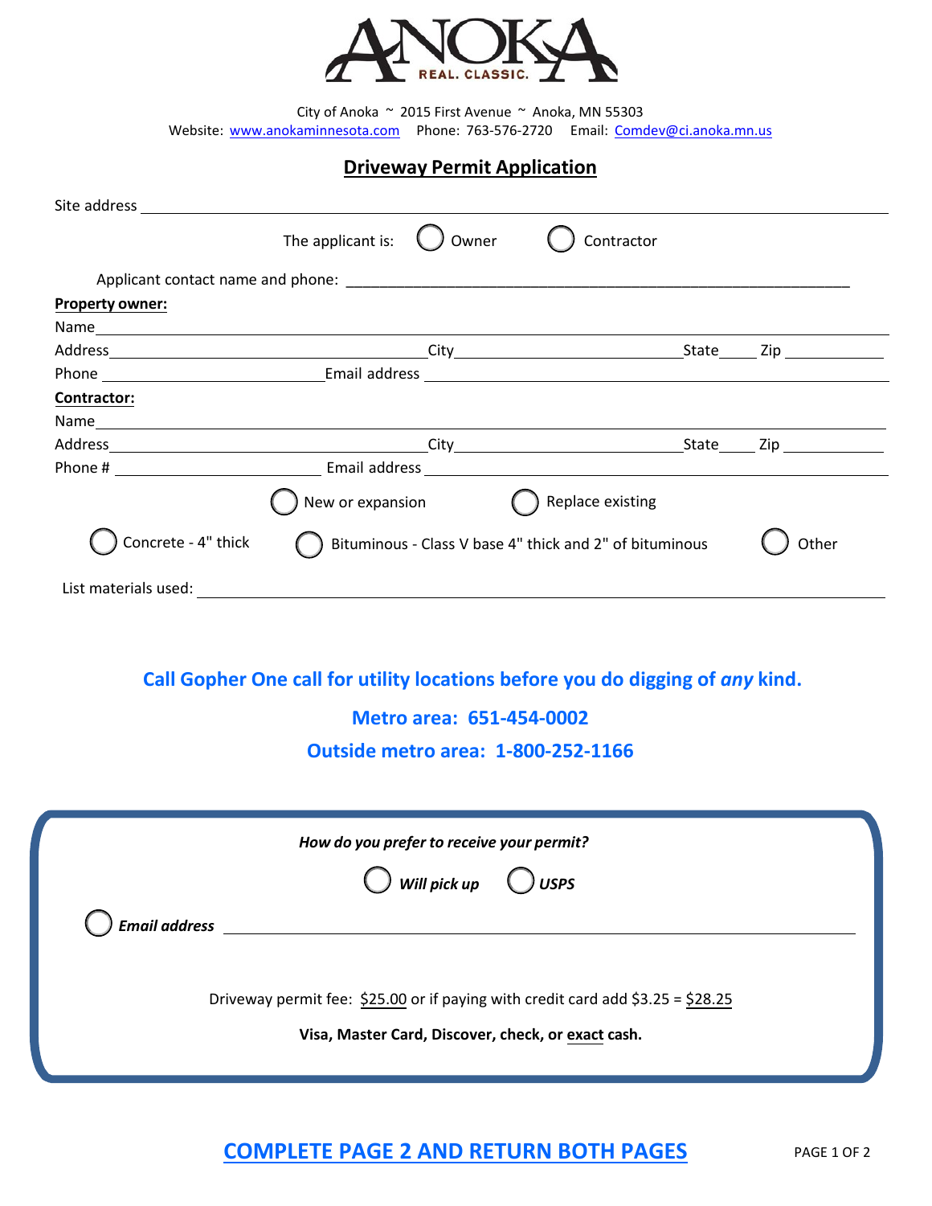ANOKA
REAL. CLASSIC.

City of Anoka ~ 2015 First Avenue ~ Anoka, MN 55303
Website: www.anokaminnesota.com Phone: 763-576-2720 Email: Comdev@ci.anoka.mn.us

# Driveway Permit Application

Site address \_\_\_\_\_\_\_\_\_\_\_\_\_\_\_\_\_\_\_\_\_\_\_\_\_\_\_\_\_\_\_\_\_\_\_\_\_\_\_\_\_\_\_\_

The applicant is: ◯ Owner ◯ Contractor

Applicant contact name and phone: \_\_\_\_\_\_\_\_\_\_\_\_\_\_\_\_\_\_\_\_\_\_\_\_\_\_\_\_\_\_\_\_\_\_\_\_\_\_\_\_\_\_\_\_

**Property owner:**

Name \_\_\_\_\_\_\_\_\_\_\_\_\_\_\_\_\_\_\_\_\_\_\_\_\_\_\_\_\_\_\_\_\_\_\_\_\_\_\_\_\_\_\_\_

Address \_\_\_\_\_\_\_\_\_\_\_\_\_\_\_\_\_\_\_\_ City \_\_\_\_\_\_\_\_\_\_\_\_\_\_\_\_ State \_\_\_\_ Zip \_\_\_\_\_\_\_\_

Phone \_\_\_\_\_\_\_\_\_\_\_\_\_\_\_\_ Email address \_\_\_\_\_\_\_\_\_\_\_\_\_\_\_\_\_\_\_\_\_\_\_\_\_\_\_\_\_\_\_\_

**Contractor:**

Name \_\_\_\_\_\_\_\_\_\_\_\_\_\_\_\_\_\_\_\_\_\_\_\_\_\_\_\_\_\_\_\_\_\_\_\_\_\_\_\_\_\_\_\_

Address \_\_\_\_\_\_\_\_\_\_\_\_\_\_\_\_\_\_\_\_ City \_\_\_\_\_\_\_\_\_\_\_\_\_\_\_\_ State \_\_\_\_ Zip \_\_\_\_\_\_\_\_

Phone # \_\_\_\_\_\_\_\_\_\_\_\_\_\_\_\_ Email address \_\_\_\_\_\_\_\_\_\_\_\_\_\_\_\_\_\_\_\_\_\_\_\_\_\_\_\_\_\_\_\_

◯ New or expansion ◯ Replace existing

◯ Concrete - 4" thick ◯ Bituminous - Class V base 4" thick and 2" of bituminous ◯ Other

List materials used: \_\_\_\_\_\_\_\_\_\_\_\_\_\_\_\_\_\_\_\_\_\_\_\_\_\_\_\_\_\_\_\_\_\_\_\_\_\_\_\_\_\_\_\_

**Call Gopher One call for utility locations before you do digging of *any* kind.**

**Metro area: 651-454-0002**

**Outside metro area: 1-800-252-1166**

***How do you prefer to receive your permit?***

◯ ***Will pick up*** ◯ ***USPS***

◯ ***Email address*** \_\_\_\_\_\_\_\_\_\_\_\_\_\_\_\_\_\_\_\_\_\_\_\_\_\_\_\_\_\_\_\_\_\_\_\_\_\_\_\_

Driveway permit fee: $25.00 or if paying with credit card add $3.25 = $28.25

**Visa, Master Card, Discover, check, or exact cash.**

**COMPLETE PAGE 2 AND RETURN BOTH PAGES**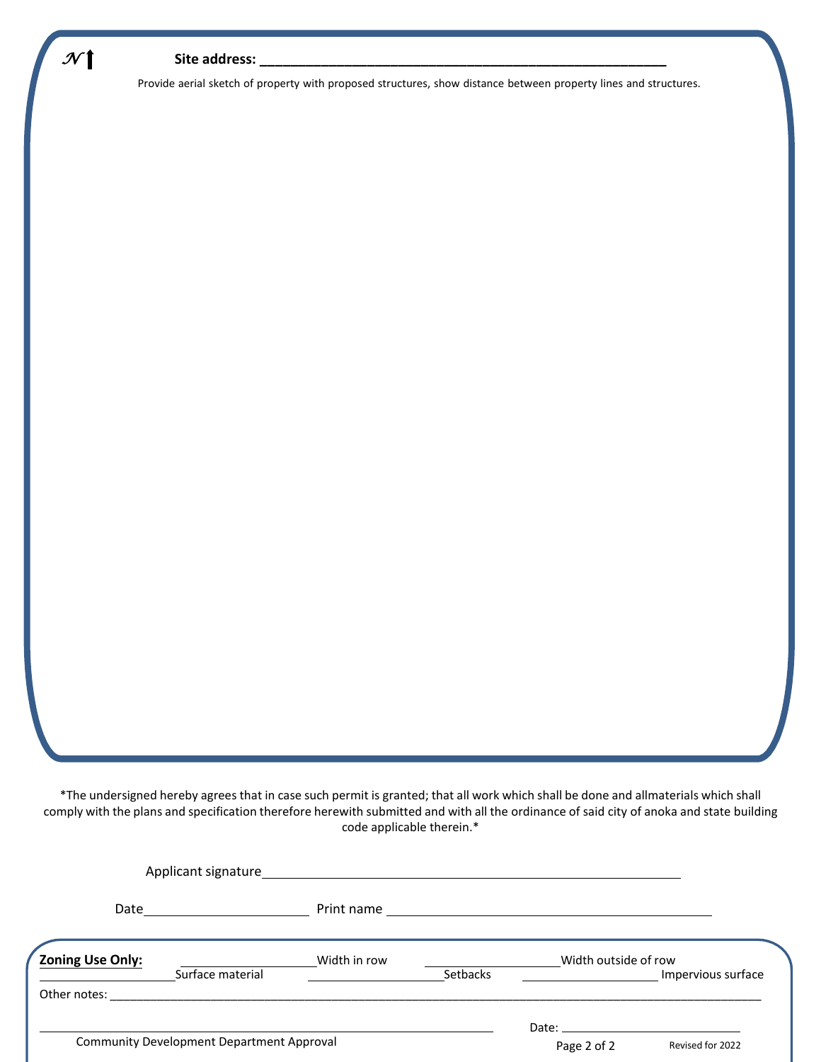𝒩↑ **Site address: \_\_\_\_\_\_\_\_\_\_\_\_\_\_\_\_\_\_\_\_\_\_\_\_\_\_\_\_\_\_\_\_\_\_\_\_\_\_\_\_\_\_\_\_\_\_\_\_\_\_**

Provide aerial sketch of property with proposed structures, show distance between property lines and structures.

\*The undersigned hereby agrees that in case such permit is granted; that all work which shall be done and allmaterials which shall comply with the plans and specification therefore herewith submitted and with all the ordinance of said city of anoka and state building code applicable therein.\*

Applicant signature \_\_\_\_\_\_\_\_\_\_\_\_\_\_\_\_\_\_\_\_\_\_\_\_\_\_\_\_\_\_\_\_\_\_\_\_\_\_\_\_\_\_\_\_\_\_\_\_

Date \_\_\_\_\_\_\_\_\_\_\_\_\_\_\_\_\_\_\_\_ Print name \_\_\_\_\_\_\_\_\_\_\_\_\_\_\_\_\_\_\_\_\_\_\_\_\_\_\_\_\_\_\_\_\_\_\_\_\_\_\_\_

**Zoning Use Only:** \_\_\_\_\_\_\_\_\_\_\_\_\_\_\_\_ Width in row \_\_\_\_\_\_\_\_\_\_\_\_\_\_\_\_ Width outside of row

\_\_\_\_\_\_\_\_\_\_\_\_\_\_\_\_ Surface material \_\_\_\_\_\_\_\_\_\_\_\_\_\_\_\_ Setbacks \_\_\_\_\_\_\_\_\_\_\_\_\_\_\_\_ Impervious surface

Other notes: \_\_\_\_\_\_\_\_\_\_\_\_\_\_\_\_\_\_\_\_\_\_\_\_\_\_\_\_\_\_\_\_\_\_\_\_\_\_\_\_\_\_\_\_\_\_\_\_\_\_\_\_\_\_\_\_\_\_\_\_\_\_\_\_\_\_\_\_\_\_\_\_\_\_

\_\_\_\_\_\_\_\_\_\_\_\_\_\_\_\_\_\_\_\_\_\_\_\_\_\_\_\_\_\_\_\_\_\_\_\_\_\_\_\_\_\_\_\_\_\_\_\_\_\_ Date: \_\_\_\_\_\_\_\_\_\_\_\_\_\_\_\_\_\_\_\_\_\_

Community Development Department Approval

Revised for 2022